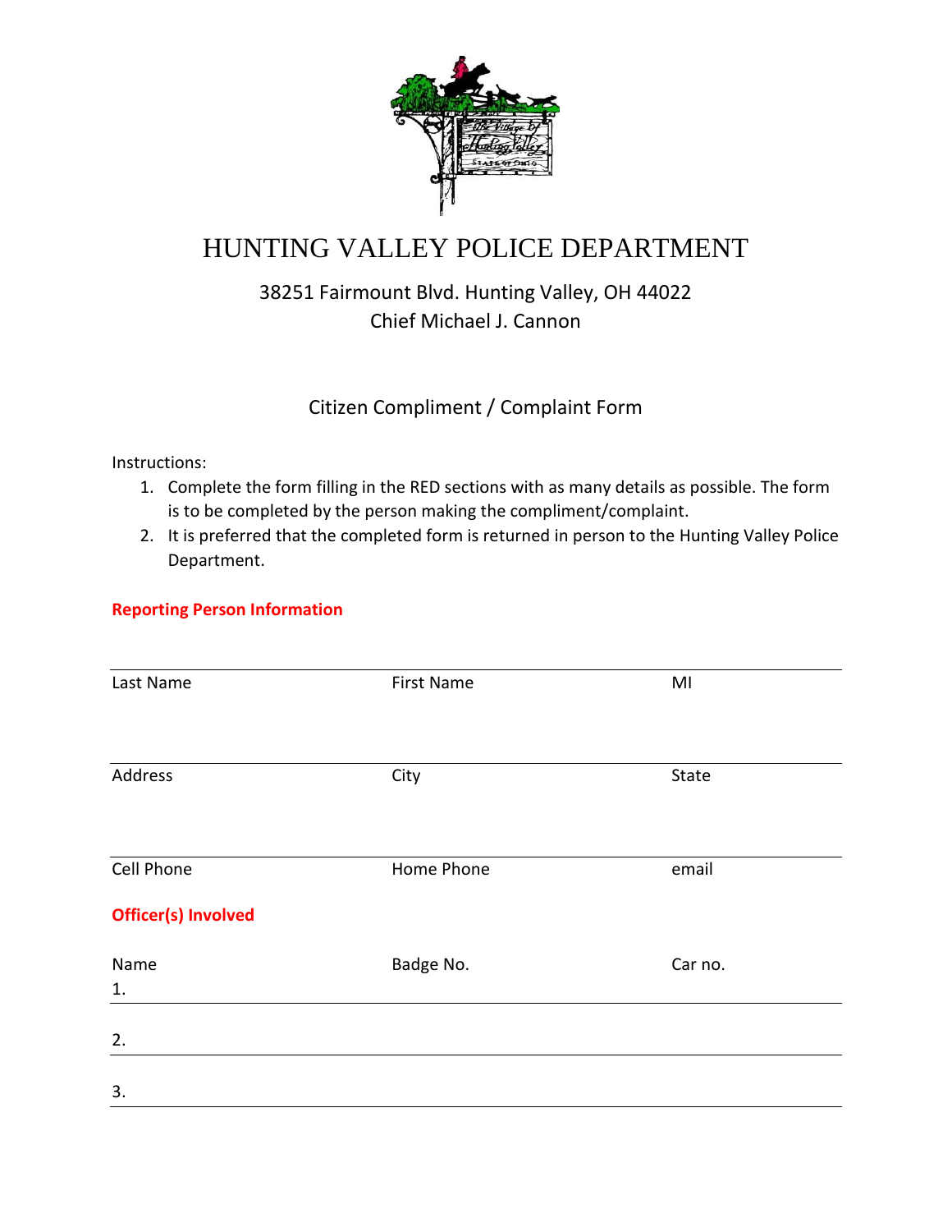# HUNTING VALLEY POLICE DEPARTMENT

38251 Fairmount Blvd. Hunting Valley, OH 44022
Chief Michael J. Cannon

## Citizen Compliment / Complaint Form

Instructions:

1. Complete the form filling in the RED sections with as many details as possible. The form is to be completed by the person making the compliment/complaint.
2. It is preferred that the completed form is returned in person to the Hunting Valley Police Department.

### Reporting Person Information

| Last Name | First Name | MI |
|---|---|---|
| | | |

| Address | City | State |
|---|---|---|
| | | |

| Cell Phone | Home Phone | email |
|---|---|---|
| | | |

### Officer(s) Involved

| Name | Badge No. | Car no. |
|---|---|---|
| 1. | | |
| 2. | | |
| 3. | | |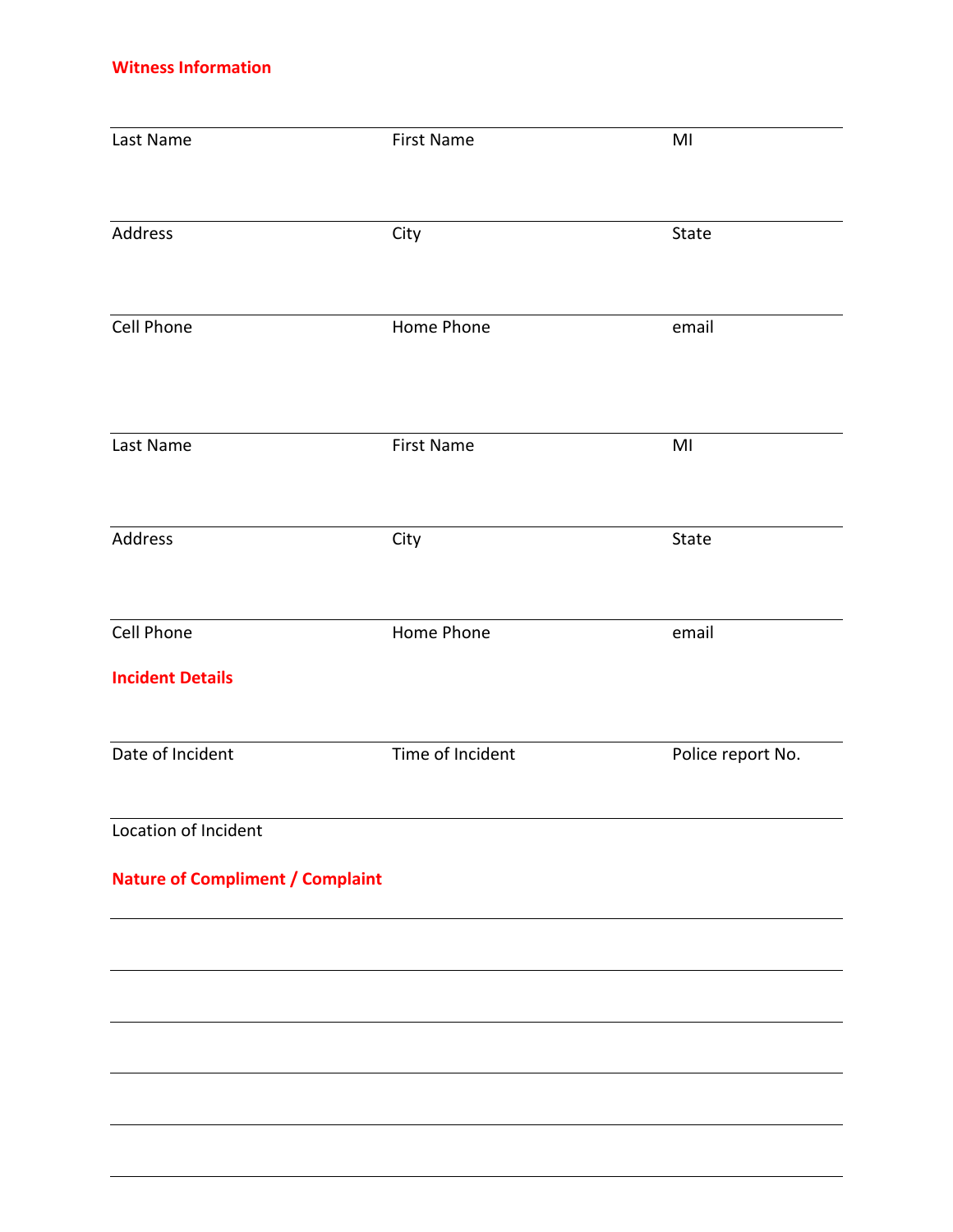**Witness Information**

| Last Name | First Name | MI |
|---|---|---|
| Address | City | State |
| Cell Phone | Home Phone | email |

| Last Name | First Name | MI |
|---|---|---|
| Address | City | State |
| Cell Phone | Home Phone | email |

**Incident Details**

| Date of Incident | Time of Incident | Police report No. |
|---|---|---|

Location of Incident

**Nature of Compliment / Complaint**

______________________________________________________________________

______________________________________________________________________

______________________________________________________________________

______________________________________________________________________

______________________________________________________________________

______________________________________________________________________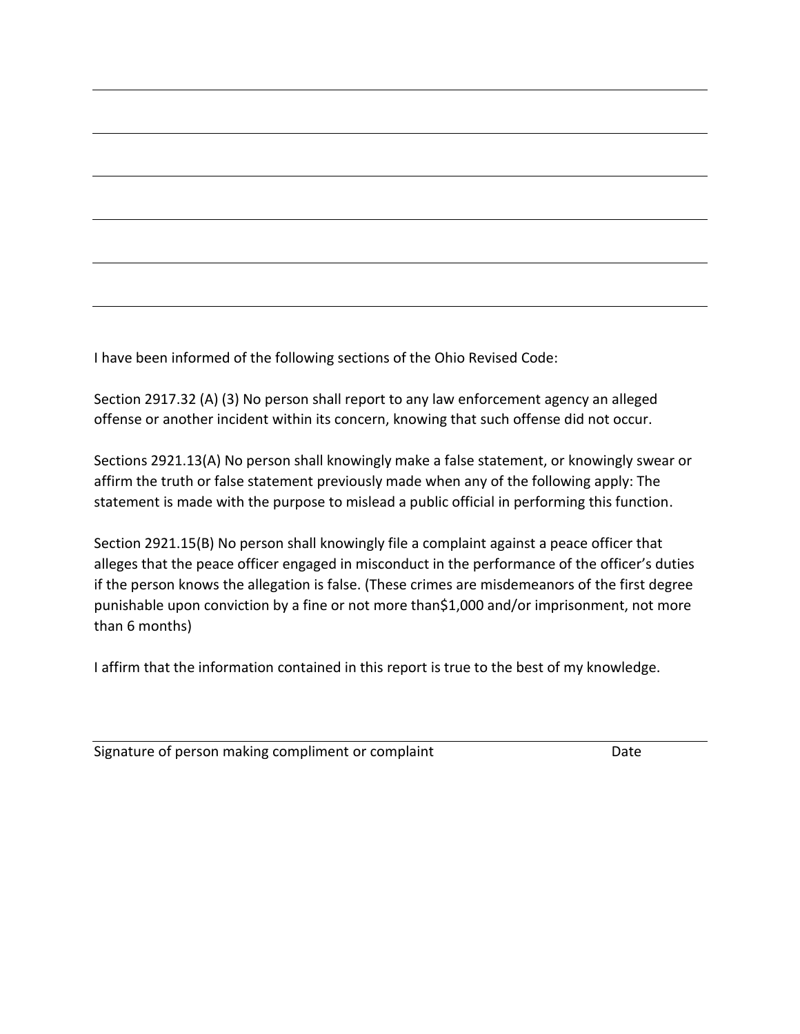I have been informed of the following sections of the Ohio Revised Code:

Section 2917.32 (A) (3) No person shall report to any law enforcement agency an alleged offense or another incident within its concern, knowing that such offense did not occur.

Sections 2921.13(A) No person shall knowingly make a false statement, or knowingly swear or affirm the truth or false statement previously made when any of the following apply: The statement is made with the purpose to mislead a public official in performing this function.

Section 2921.15(B) No person shall knowingly file a complaint against a peace officer that alleges that the peace officer engaged in misconduct in the performance of the officer's duties if the person knows the allegation is false. (These crimes are misdemeanors of the first degree punishable upon conviction by a fine or not more than$1,000 and/or imprisonment, not more than 6 months)

I affirm that the information contained in this report is true to the best of my knowledge.

Signature of person making compliment or complaint Date